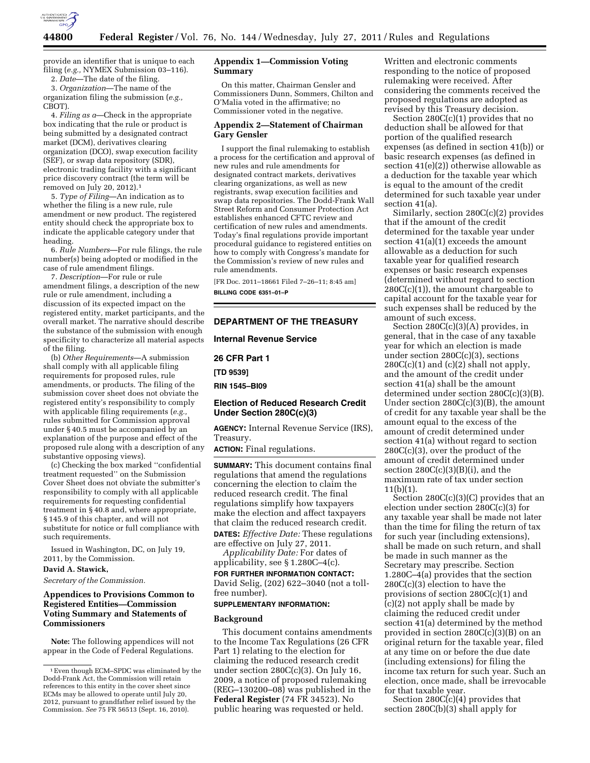provide an identifier that is unique to each filing (*e.g.,* NYMEX Submission 03–116).

2. *Date*—The date of the filing.

3. *Organization*—The name of the organization filing the submission (*e.g.,* CBOT).

4. *Filing as a*—Check in the appropriate box indicating that the rule or product is being submitted by a designated contract market (DCM), derivatives clearing organization (DCO), swap execution facility (SEF), or swap data repository (SDR), electronic trading facility with a significant price discovery contract (the term will be removed on July 20, 2012).[1]

5. *Type of Filing*—An indication as to whether the filing is a new rule, rule amendment or new product. The registered entity should check the appropriate box to indicate the applicable category under that heading.

6. *Rule Numbers*—For rule filings, the rule number(s) being adopted or modified in the case of rule amendment filings.

7. *Description*—For rule or rule amendment filings, a description of the new rule or rule amendment, including a discussion of its expected impact on the registered entity, market participants, and the overall market. The narrative should describe the substance of the submission with enough specificity to characterize all material aspects of the filing.

(b) *Other Requirements*—A submission shall comply with all applicable filing requirements for proposed rules, rule amendments, or products. The filing of the submission cover sheet does not obviate the registered entity's responsibility to comply with applicable filing requirements (*e.g.,* rules submitted for Commission approval under § 40.5 must be accompanied by an explanation of the purpose and effect of the proposed rule along with a description of any substantive opposing views).

(c) Checking the box marked ''confidential treatment requested'' on the Submission Cover Sheet does not obviate the submitter's responsibility to comply with all applicable requirements for requesting confidential treatment in § 40.8 and, where appropriate, § 145.9 of this chapter, and will not substitute for notice or full compliance with such requirements.

Issued in Washington, DC, on July 19, 2011, by the Commission.

**David A. Stawick,**

*Secretary of the Commission.*

## Appendices to Provisions Common to Registered Entities—Commission Voting Summary and Statements of Commissioners

**Note:** The following appendices will not appear in the Code of Federal Regulations.

[1] Even though ECM–SPDC was eliminated by the Dodd-Frank Act, the Commission will retain references to this entity in the cover sheet since ECMs may be allowed to operate until July 20, 2012, pursuant to grandfather relief issued by the Commission. *See* 75 FR 56513 (Sept. 16, 2010).

### Appendix 1—Commission Voting Summary

On this matter, Chairman Gensler and Commissioners Dunn, Sommers, Chilton and O'Malia voted in the affirmative; no Commissioner voted in the negative.

### Appendix 2—Statement of Chairman Gary Gensler

I support the final rulemaking to establish a process for the certification and approval of new rules and rule amendments for designated contract markets, derivatives clearing organizations, as well as new registrants, swap execution facilities and swap data repositories. The Dodd-Frank Wall Street Reform and Consumer Protection Act establishes enhanced CFTC review and certification of new rules and amendments. Today's final regulations provide important procedural guidance to registered entities on how to comply with Congress's mandate for the Commission's review of new rules and rule amendments.

[FR Doc. 2011–18661 Filed 7–26–11; 8:45 am]

**BILLING CODE 6351–01–P**

## DEPARTMENT OF THE TREASURY

## Internal Revenue Service

## 26 CFR Part 1

**[TD 9539]**

**RIN 1545–BI09**

## Election of Reduced Research Credit Under Section 280C(c)(3)

**AGENCY:** Internal Revenue Service (IRS), Treasury.

**ACTION:** Final regulations.

**SUMMARY:** This document contains final regulations that amend the regulations concerning the election to claim the reduced research credit. The final regulations simplify how taxpayers make the election and affect taxpayers that claim the reduced research credit.

**DATES:** *Effective Date:* These regulations are effective on July 27, 2011.

*Applicability Date:* For dates of applicability, see § 1.280C–4(c).

**FOR FURTHER INFORMATION CONTACT:** David Selig, (202) 622–3040 (not a toll-free number).

**SUPPLEMENTARY INFORMATION:**

### Background

This document contains amendments to the Income Tax Regulations (26 CFR Part 1) relating to the election for claiming the reduced research credit under section 280C(c)(3). On July 16, 2009, a notice of proposed rulemaking (REG–130200–08) was published in the **Federal Register** (74 FR 34523). No public hearing was requested or held. Written and electronic comments responding to the notice of proposed rulemaking were received. After considering the comments received the proposed regulations are adopted as revised by this Treasury decision.

Section 280C(c)(1) provides that no deduction shall be allowed for that portion of the qualified research expenses (as defined in section 41(b)) or basic research expenses (as defined in section 41(e)(2)) otherwise allowable as a deduction for the taxable year which is equal to the amount of the credit determined for such taxable year under section 41(a).

Similarly, section 280C(c)(2) provides that if the amount of the credit determined for the taxable year under section 41(a)(1) exceeds the amount allowable as a deduction for such taxable year for qualified research expenses or basic research expenses (determined without regard to section 280C(c)(1)), the amount chargeable to capital account for the taxable year for such expenses shall be reduced by the amount of such excess.

Section 280C(c)(3)(A) provides, in general, that in the case of any taxable year for which an election is made under section 280C(c)(3), sections 280C(c)(1) and (c)(2) shall not apply, and the amount of the credit under section 41(a) shall be the amount determined under section 280C(c)(3)(B). Under section 280C(c)(3)(B), the amount of credit for any taxable year shall be the amount equal to the excess of the amount of credit determined under section 41(a) without regard to section 280C(c)(3), over the product of the amount of credit determined under section 280C(c)(3)(B)(i), and the maximum rate of tax under section 11(b)(1).

Section 280C(c)(3)(C) provides that an election under section 280C(c)(3) for any taxable year shall be made not later than the time for filing the return of tax for such year (including extensions), shall be made on such return, and shall be made in such manner as the Secretary may prescribe. Section 1.280C–4(a) provides that the section 280C(c)(3) election to have the provisions of section 280C(c)(1) and (c)(2) not apply shall be made by claiming the reduced credit under section 41(a) determined by the method provided in section 280C(c)(3)(B) on an original return for the taxable year, filed at any time on or before the due date (including extensions) for filing the income tax return for such year. Such an election, once made, shall be irrevocable for that taxable year.

Section 280C(c)(4) provides that section 280C(b)(3) shall apply for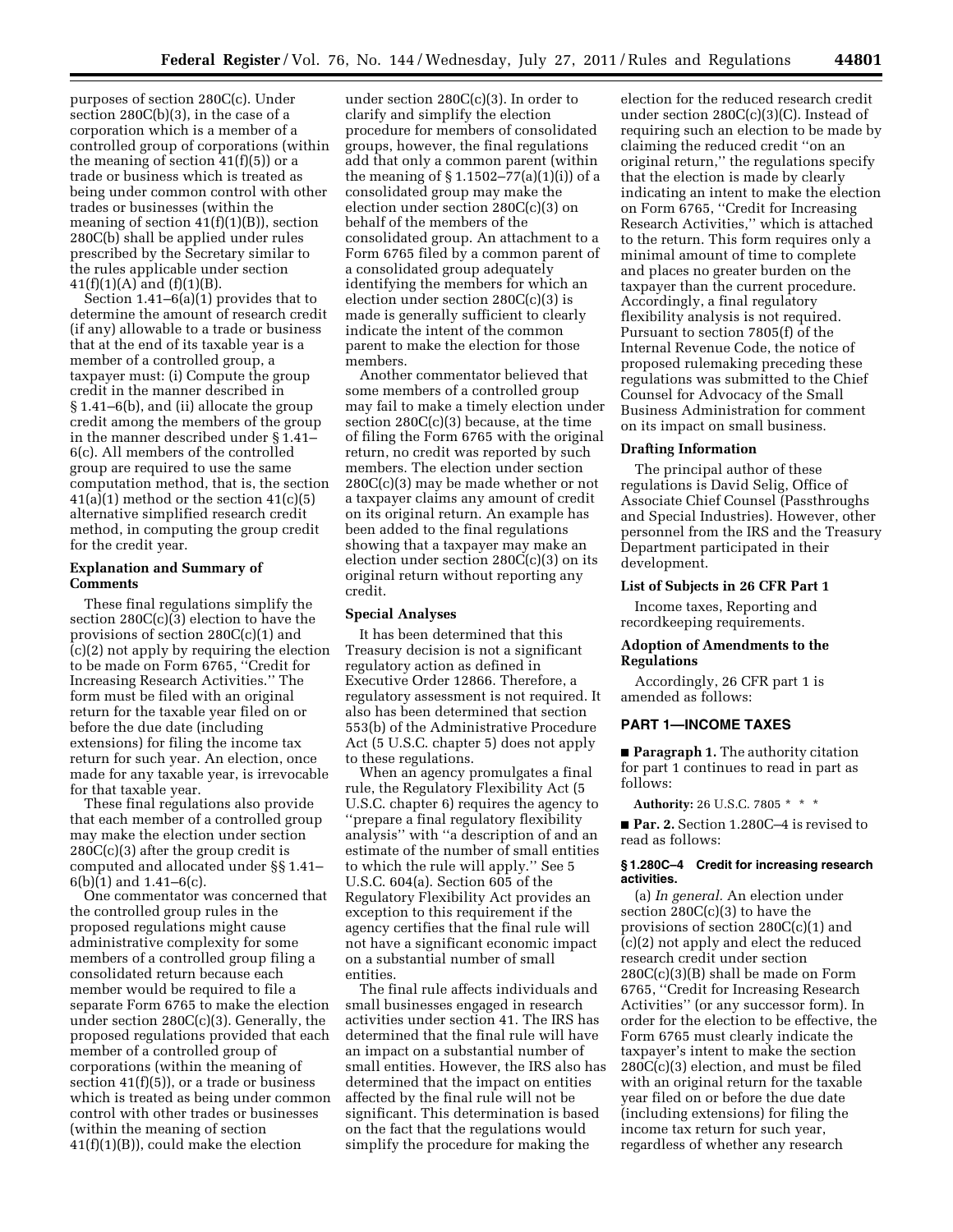purposes of section 280C(c). Under section 280C(b)(3), in the case of a corporation which is a member of a controlled group of corporations (within the meaning of section 41(f)(5)) or a trade or business which is treated as being under common control with other trades or businesses (within the meaning of section 41(f)(1)(B)), section 280C(b) shall be applied under rules prescribed by the Secretary similar to the rules applicable under section 41(f)(1)(A) and (f)(1)(B).

Section 1.41–6(a)(1) provides that to determine the amount of research credit (if any) allowable to a trade or business that at the end of its taxable year is a member of a controlled group, a taxpayer must: (i) Compute the group credit in the manner described in § 1.41–6(b), and (ii) allocate the group credit among the members of the group in the manner described under § 1.41–6(c). All members of the controlled group are required to use the same computation method, that is, the section 41(a)(1) method or the section 41(c)(5) alternative simplified research credit method, in computing the group credit for the credit year.

## Explanation and Summary of Comments

These final regulations simplify the section 280C(c)(3) election to have the provisions of section 280C(c)(1) and (c)(2) not apply by requiring the election to be made on Form 6765, ''Credit for Increasing Research Activities.'' The form must be filed with an original return for the taxable year filed on or before the due date (including extensions) for filing the income tax return for such year. An election, once made for any taxable year, is irrevocable for that taxable year.

These final regulations also provide that each member of a controlled group may make the election under section 280C(c)(3) after the group credit is computed and allocated under §§ 1.41–6(b)(1) and 1.41–6(c).

One commentator was concerned that the controlled group rules in the proposed regulations might cause administrative complexity for some members of a controlled group filing a consolidated return because each member would be required to file a separate Form 6765 to make the election under section 280C(c)(3). Generally, the proposed regulations provided that each member of a controlled group of corporations (within the meaning of section 41(f)(5)), or a trade or business which is treated as being under common control with other trades or businesses (within the meaning of section 41(f)(1)(B)), could make the election under section 280C(c)(3). In order to clarify and simplify the election procedure for members of consolidated groups, however, the final regulations add that only a common parent (within the meaning of § 1.1502–77(a)(1)(i)) of a consolidated group may make the election under section 280C(c)(3) on behalf of the members of the consolidated group. An attachment to a Form 6765 filed by a common parent of a consolidated group adequately identifying the members for which an election under section 280C(c)(3) is made is generally sufficient to clearly indicate the intent of the common parent to make the election for those members.

Another commentator believed that some members of a controlled group may fail to make a timely election under section 280C(c)(3) because, at the time of filing the Form 6765 with the original return, no credit was reported by such members. The election under section 280C(c)(3) may be made whether or not a taxpayer claims any amount of credit on its original return. An example has been added to the final regulations showing that a taxpayer may make an election under section 280C(c)(3) on its original return without reporting any credit.

## Special Analyses

It has been determined that this Treasury decision is not a significant regulatory action as defined in Executive Order 12866. Therefore, a regulatory assessment is not required. It also has been determined that section 553(b) of the Administrative Procedure Act (5 U.S.C. chapter 5) does not apply to these regulations.

When an agency promulgates a final rule, the Regulatory Flexibility Act (5 U.S.C. chapter 6) requires the agency to ''prepare a final regulatory flexibility analysis'' with ''a description of and an estimate of the number of small entities to which the rule will apply.'' See 5 U.S.C. 604(a). Section 605 of the Regulatory Flexibility Act provides an exception to this requirement if the agency certifies that the final rule will not have a significant economic impact on a substantial number of small entities.

The final rule affects individuals and small businesses engaged in research activities under section 41. The IRS has determined that the final rule will have an impact on a substantial number of small entities. However, the IRS also has determined that the impact on entities affected by the final rule will not be significant. This determination is based on the fact that the regulations would simplify the procedure for making the election for the reduced research credit under section 280C(c)(3)(C). Instead of requiring such an election to be made by claiming the reduced credit ''on an original return,'' the regulations specify that the election is made by clearly indicating an intent to make the election on Form 6765, ''Credit for Increasing Research Activities,'' which is attached to the return. This form requires only a minimal amount of time to complete and places no greater burden on the taxpayer than the current procedure. Accordingly, a final regulatory flexibility analysis is not required. Pursuant to section 7805(f) of the Internal Revenue Code, the notice of proposed rulemaking preceding these regulations was submitted to the Chief Counsel for Advocacy of the Small Business Administration for comment on its impact on small business.

## Drafting Information

The principal author of these regulations is David Selig, Office of Associate Chief Counsel (Passthroughs and Special Industries). However, other personnel from the IRS and the Treasury Department participated in their development.

## List of Subjects in 26 CFR Part 1

Income taxes, Reporting and recordkeeping requirements.

## Adoption of Amendments to the Regulations

Accordingly, 26 CFR part 1 is amended as follows:

## PART 1—INCOME TAXES

■ **Paragraph 1.** The authority citation for part 1 continues to read in part as follows:

**Authority:** 26 U.S.C. 7805 * * *

■ **Par. 2.** Section 1.280C–4 is revised to read as follows:

### § 1.280C–4 Credit for increasing research activities.

(a) *In general.* An election under section 280C(c)(3) to have the provisions of section 280C(c)(1) and (c)(2) not apply and elect the reduced research credit under section 280C(c)(3)(B) shall be made on Form 6765, ''Credit for Increasing Research Activities'' (or any successor form). In order for the election to be effective, the Form 6765 must clearly indicate the taxpayer's intent to make the section 280C(c)(3) election, and must be filed with an original return for the taxable year filed on or before the due date (including extensions) for filing the income tax return for such year, regardless of whether any research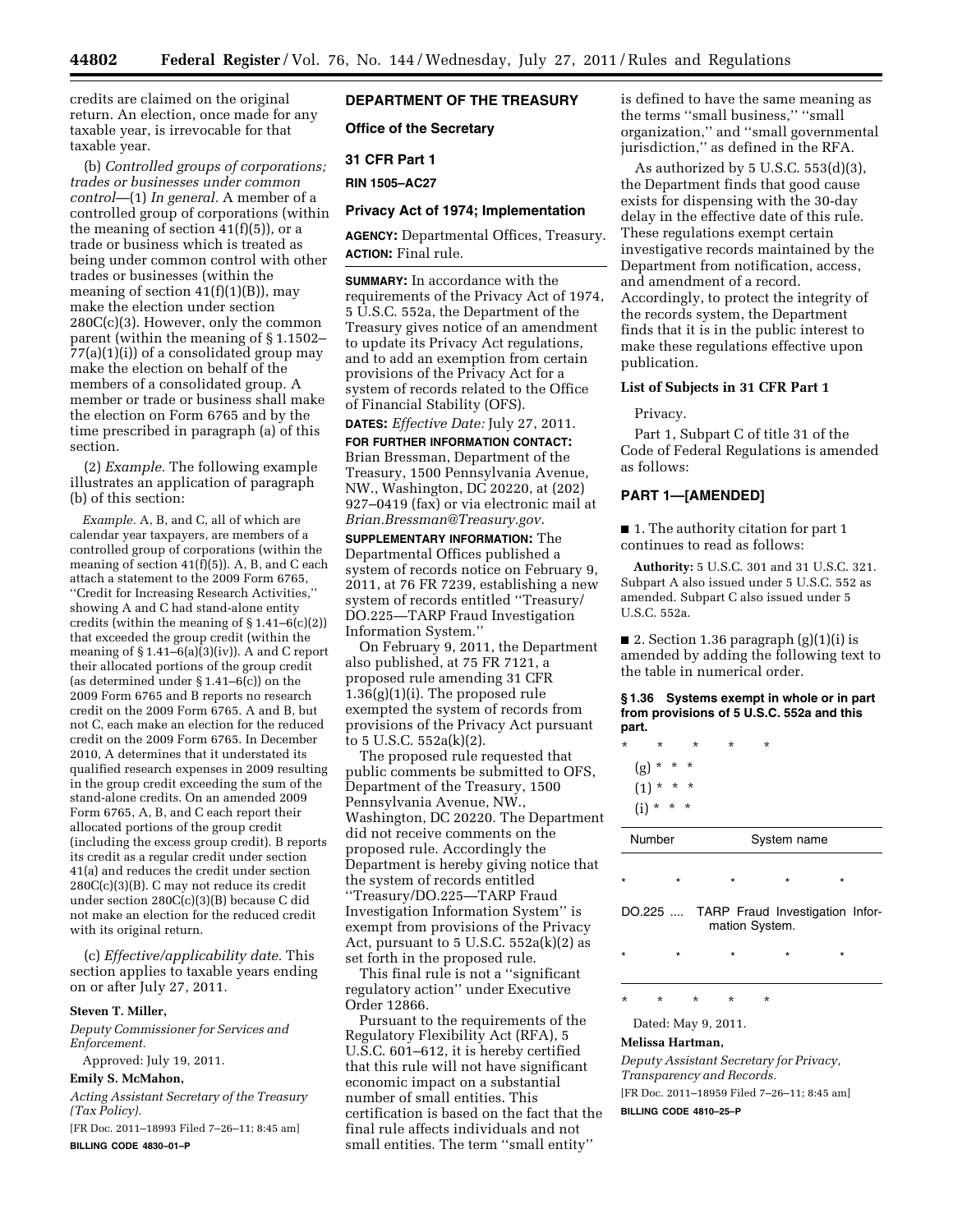credits are claimed on the original return. An election, once made for any taxable year, is irrevocable for that taxable year.

(b) *Controlled groups of corporations; trades or businesses under common control*—(1) *In general.* A member of a controlled group of corporations (within the meaning of section 41(f)(5)), or a trade or business which is treated as being under common control with other trades or businesses (within the meaning of section 41(f)(1)(B)), may make the election under section 280C(c)(3). However, only the common parent (within the meaning of § 1.1502–77(a)(1)(i)) of a consolidated group may make the election on behalf of the members of a consolidated group. A member or trade or business shall make the election on Form 6765 and by the time prescribed in paragraph (a) of this section.

(2) *Example.* The following example illustrates an application of paragraph (b) of this section:

*Example.* A, B, and C, all of which are calendar year taxpayers, are members of a controlled group of corporations (within the meaning of section 41(f)(5)). A, B, and C each attach a statement to the 2009 Form 6765, ''Credit for Increasing Research Activities,'' showing A and C had stand-alone entity credits (within the meaning of § 1.41–6(c)(2)) that exceeded the group credit (within the meaning of § 1.41–6(a)(3)(iv)). A and C report their allocated portions of the group credit (as determined under § 1.41–6(c)) on the 2009 Form 6765 and B reports no research credit on the 2009 Form 6765. A and B, but not C, each make an election for the reduced credit on the 2009 Form 6765. In December 2010, A determines that it understated its qualified research expenses in 2009 resulting in the group credit exceeding the sum of the stand-alone credits. On an amended 2009 Form 6765, A, B, and C each report their allocated portions of the group credit (including the excess group credit). B reports its credit as a regular credit under section 41(a) and reduces the credit under section 280C(c)(3)(B). C may not reduce its credit under section 280C(c)(3)(B) because C did not make an election for the reduced credit with its original return.

(c) *Effective/applicability date.* This section applies to taxable years ending on or after July 27, 2011.

**Steven T. Miller,**

*Deputy Commissioner for Services and Enforcement.*

Approved: July 19, 2011.

**Emily S. McMahon,**

*Acting Assistant Secretary of the Treasury (Tax Policy).*

[FR Doc. 2011–18993 Filed 7–26–11; 8:45 am]

**BILLING CODE 4830–01–P**

## DEPARTMENT OF THE TREASURY

### Office of the Secretary

### 31 CFR Part 1

### RIN 1505–AC27

## Privacy Act of 1974; Implementation

**AGENCY:** Departmental Offices, Treasury.

**ACTION:** Final rule.

**SUMMARY:** In accordance with the requirements of the Privacy Act of 1974, 5 U.S.C. 552a, the Department of the Treasury gives notice of an amendment to update its Privacy Act regulations, and to add an exemption from certain provisions of the Privacy Act for a system of records related to the Office of Financial Stability (OFS).

**DATES:** *Effective Date:* July 27, 2011.

**FOR FURTHER INFORMATION CONTACT:** Brian Bressman, Department of the Treasury, 1500 Pennsylvania Avenue, NW., Washington, DC 20220, at (202) 927–0419 (fax) or via electronic mail at *Brian.Bressman@Treasury.gov*.

**SUPPLEMENTARY INFORMATION:** The Departmental Offices published a system of records notice on February 9, 2011, at 76 FR 7239, establishing a new system of records entitled ''Treasury/DO.225—TARP Fraud Investigation Information System.''

On February 9, 2011, the Department also published, at 75 FR 7121, a proposed rule amending 31 CFR 1.36(g)(1)(i). The proposed rule exempted the system of records from provisions of the Privacy Act pursuant to 5 U.S.C. 552a(k)(2).

The proposed rule requested that public comments be submitted to OFS, Department of the Treasury, 1500 Pennsylvania Avenue, NW., Washington, DC 20220. The Department did not receive comments on the proposed rule. Accordingly the Department is hereby giving notice that the system of records entitled ''Treasury/DO.225—TARP Fraud Investigation Information System'' is exempt from provisions of the Privacy Act, pursuant to 5 U.S.C. 552a(k)(2) as set forth in the proposed rule.

This final rule is not a ''significant regulatory action'' under Executive Order 12866.

Pursuant to the requirements of the Regulatory Flexibility Act (RFA), 5 U.S.C. 601–612, it is hereby certified that this rule will not have significant economic impact on a substantial number of small entities. This certification is based on the fact that the final rule affects individuals and not small entities. The term ''small entity'' is defined to have the same meaning as the terms ''small business,'' ''small organization,'' and ''small governmental jurisdiction,'' as defined in the RFA.

As authorized by 5 U.S.C. 553(d)(3), the Department finds that good cause exists for dispensing with the 30-day delay in the effective date of this rule. These regulations exempt certain investigative records maintained by the Department from notification, access, and amendment of a record. Accordingly, to protect the integrity of the records system, the Department finds that it is in the public interest to make these regulations effective upon publication.

### List of Subjects in 31 CFR Part 1

Privacy.

Part 1, Subpart C of title 31 of the Code of Federal Regulations is amended as follows:

## PART 1—[AMENDED]

■ 1. The authority citation for part 1 continues to read as follows:

**Authority:** 5 U.S.C. 301 and 31 U.S.C. 321. Subpart A also issued under 5 U.S.C. 552 as amended. Subpart C also issued under 5 U.S.C. 552a.

■ 2. Section 1.36 paragraph (g)(1)(i) is amended by adding the following text to the table in numerical order.

**§ 1.36 Systems exempt in whole or in part from provisions of 5 U.S.C. 552a and this part.**

\* \* \* \* \*

(g) \* \* \*

(1) \* \* \*

(i) \* \* \*

| Number | System name |
|---|---|
| \* \* \* | \* \* |
| DO.225 .... | TARP Fraud Investigation Information System. |
| \* \* \* | \* \* |

\* \* \* \* \*

Dated: May 9, 2011.

**Melissa Hartman,**

*Deputy Assistant Secretary for Privacy, Transparency and Records.*

[FR Doc. 2011–18959 Filed 7–26–11; 8:45 am]

**BILLING CODE 4810–25–P**